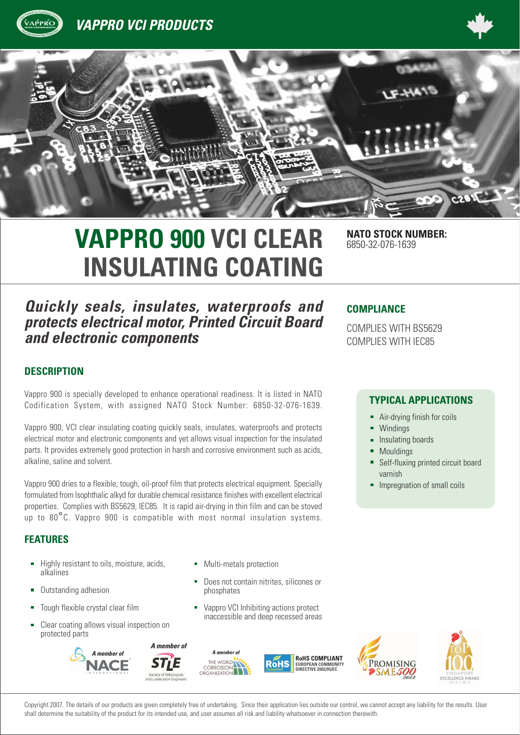VAPPRO VCI PRODUCTS

# VAPPRO 900 VCI CLEAR INSULATING COATING

**NATO STOCK NUMBER:**
6850-32-076-1639

## *Quickly seals, insulates, waterproofs and protects electrical motor, Printed Circuit Board and electronic components*

### COMPLIANCE

COMPLIES WITH BS5629
COMPLIES WITH IEC85

### DESCRIPTION

Vappro 900 is specially developed to enhance operational readiness. It is listed in NATO Codification System, with assigned NATO Stock Number: 6850-32-076-1639.

Vappro 900, VCI clear insulating coating quickly seals, insulates, waterproofs and protects electrical motor and electronic components and yet allows visual inspection for the insulated parts. It provides extremely good protection in harsh and corrosive environment such as acids, alkaline, saline and solvent.

Vappro 900 dries to a flexible, tough, oil-proof film that protects electrical equipment. Specially formulated from Isophthalic alkyd for durable chemical resistance finishes with excellent electrical properties. Complies with BS5629, IEC85. It is rapid air-drying in thin film and can be stoved up to 80°C. Vappro 900 is compatible with most normal insulation systems.

### TYPICAL APPLICATIONS

- Air-drying finish for coils
- Windings
- Insulating boards
- Mouldings
- Self-fluxing printed circuit board varnish
- Impregnation of small coils

### FEATURES

- Highly resistant to oils, moisture, acids, alkalines
- Outstanding adhesion
- Tough flexible crystal clear film
- Clear coating allows visual inspection on protected parts
- Multi-metals protection
- Does not contain nitrites, silicones or phosphates
- Vappro VCI Inhibiting actions protect inaccessible and deep recessed areas

A member of NACE International | A member of STLE Society of Tribologists and Lubrication Engineers | A member of The World Corrosion Organization | RoHS COMPLIANT EUROPEAN COMMUNITY DIRECTIVE 2002/95/EC | PROMISING SME500 2012 | TOP 100 SINGAPORE EXCELLENCE AWARD 2012 / 2013

Copyright 2007. The details of our products are given completely free of undertaking. Since their application lies outside our control, we cannot accept any liability for the results. User shall determine the suitability of the product for its intended use, and user assumes all risk and liability whatsoever in connection therewith.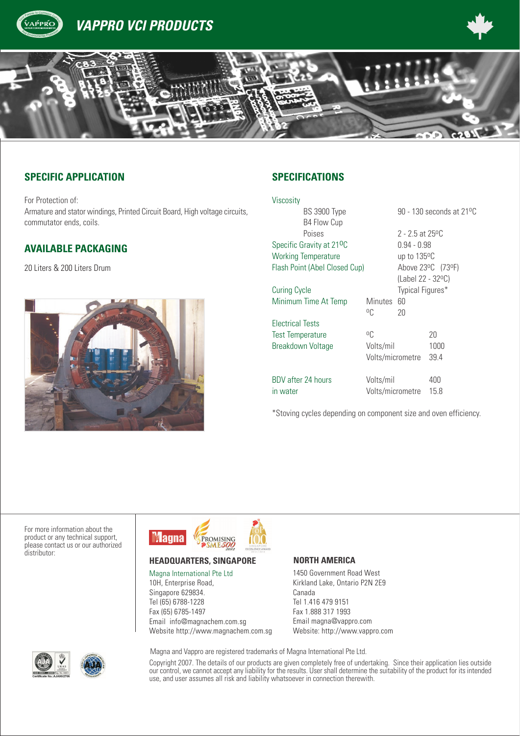# VAPPRO VCI PRODUCTS

## SPECIFIC APPLICATION

For Protection of:
Armature and stator windings, Printed Circuit Board, High voltage circuits, commutator ends, coils.

## AVAILABLE PACKAGING

20 Liters & 200 Liters Drum

## SPECIFICATIONS

| | | | |
|---|---|---|---|
| Viscosity | | | |
| BS 3900 Type B4 Flow Cup | | 90 - 130 seconds at 21°C | |
| Poises | | 2 - 2.5 at 25°C | |
| Specific Gravity at 21°C | | 0.94 - 0.98 | |
| Working Temperature | | up to 135°C | |
| Flash Point (Abel Closed Cup) | | Above 23°C (73°F) (Label 22 - 32°C) | |
| Curing Cycle | | Typical Figures* | |
| Minimum Time At Temp | Minutes | 60 | |
| | °C | 20 | |
| Electrical Tests | | | |
| Test Temperature | °C | | 20 |
| Breakdown Voltage | Volts/mil | | 1000 |
| | Volts/micrometre | | 39.4 |
| BDV after 24 hours in water | Volts/mil | | 400 |
| | Volts/micrometre | | 15.8 |

*Stoving cycles depending on component size and oven efficiency.

For more information about the product or any technical support, please contact us or our authorized distributor:

### HEADQUARTERS, SINGAPORE

Magna International Pte Ltd
10H, Enterprise Road,
Singapore 629834.
Tel (65) 6788-1228
Fax (65) 6785-1497
Email info@magnachem.com.sg
Website http://www.magnachem.com.sg

### NORTH AMERICA

1450 Government Road West
Kirkland Lake, Ontario P2N 2E9
Canada
Tel 1.416 479 9151
Fax 1.888 317 1993
Email magna@vappro.com
Website: http://www.vappro.com

Magna and Vappro are registered trademarks of Magna International Pte Ltd.

Copyright 2007. The details of our products are given completely free of undertaking. Since their application lies outside our control, we cannot accept any liability for the results. User shall determine the suitability of the product for its intended use, and user assumes all risk and liability whatsoever in connection therewith.